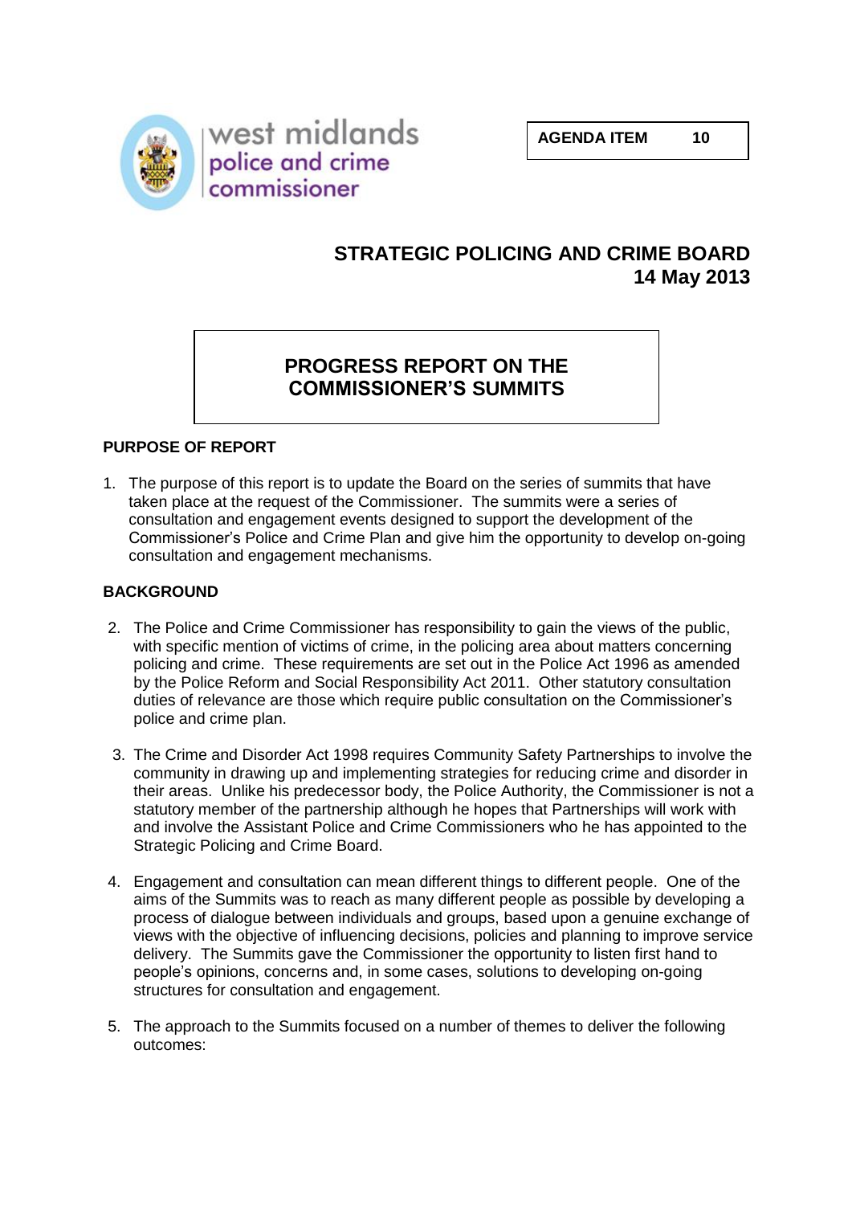west midlands police and crime commissioner

**AGENDA ITEM 10**

# STRATEGIC POLICING AND CRIME BOARD
## 14 May 2013

## PROGRESS REPORT ON THE COMMISSIONER'S SUMMITS

### PURPOSE OF REPORT

1. The purpose of this report is to update the Board on the series of summits that have taken place at the request of the Commissioner. The summits were a series of consultation and engagement events designed to support the development of the Commissioner's Police and Crime Plan and give him the opportunity to develop on-going consultation and engagement mechanisms.

### BACKGROUND

2. The Police and Crime Commissioner has responsibility to gain the views of the public, with specific mention of victims of crime, in the policing area about matters concerning policing and crime. These requirements are set out in the Police Act 1996 as amended by the Police Reform and Social Responsibility Act 2011. Other statutory consultation duties of relevance are those which require public consultation on the Commissioner's police and crime plan.

3. The Crime and Disorder Act 1998 requires Community Safety Partnerships to involve the community in drawing up and implementing strategies for reducing crime and disorder in their areas. Unlike his predecessor body, the Police Authority, the Commissioner is not a statutory member of the partnership although he hopes that Partnerships will work with and involve the Assistant Police and Crime Commissioners who he has appointed to the Strategic Policing and Crime Board.

4. Engagement and consultation can mean different things to different people. One of the aims of the Summits was to reach as many different people as possible by developing a process of dialogue between individuals and groups, based upon a genuine exchange of views with the objective of influencing decisions, policies and planning to improve service delivery. The Summits gave the Commissioner the opportunity to listen first hand to people's opinions, concerns and, in some cases, solutions to developing on-going structures for consultation and engagement.

5. The approach to the Summits focused on a number of themes to deliver the following outcomes: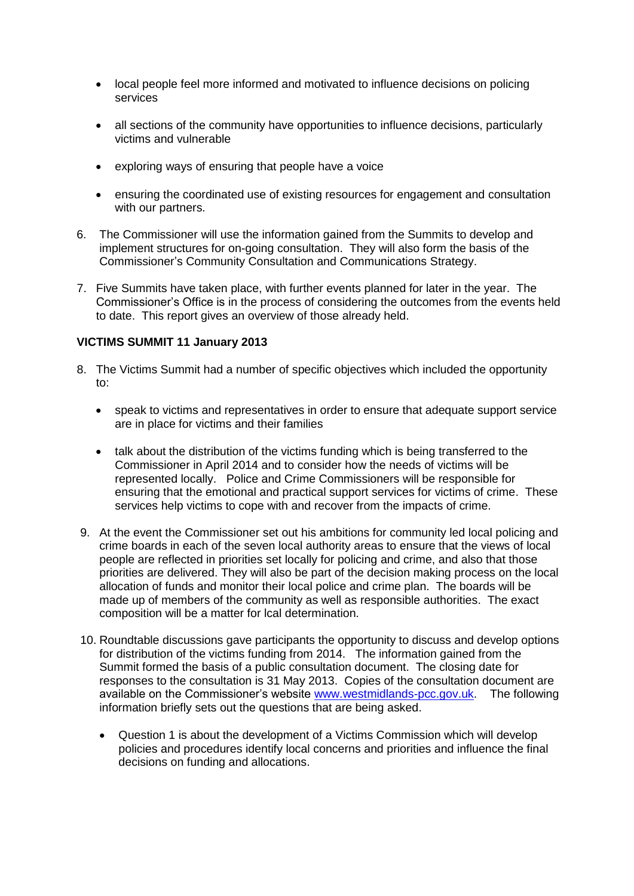- local people feel more informed and motivated to influence decisions on policing services

- all sections of the community have opportunities to influence decisions, particularly victims and vulnerable

- exploring ways of ensuring that people have a voice

- ensuring the coordinated use of existing resources for engagement and consultation with our partners.

6. The Commissioner will use the information gained from the Summits to develop and implement structures for on-going consultation. They will also form the basis of the Commissioner's Community Consultation and Communications Strategy.

7. Five Summits have taken place, with further events planned for later in the year. The Commissioner's Office is in the process of considering the outcomes from the events held to date. This report gives an overview of those already held.

**VICTIMS SUMMIT 11 January 2013**

8. The Victims Summit had a number of specific objectives which included the opportunity to:

   - speak to victims and representatives in order to ensure that adequate support service are in place for victims and their families

   - talk about the distribution of the victims funding which is being transferred to the Commissioner in April 2014 and to consider how the needs of victims will be represented locally. Police and Crime Commissioners will be responsible for ensuring that the emotional and practical support services for victims of crime. These services help victims to cope with and recover from the impacts of crime.

9. At the event the Commissioner set out his ambitions for community led local policing and crime boards in each of the seven local authority areas to ensure that the views of local people are reflected in priorities set locally for policing and crime, and also that those priorities are delivered. They will also be part of the decision making process on the local allocation of funds and monitor their local police and crime plan. The boards will be made up of members of the community as well as responsible authorities. The exact composition will be a matter for lcal determination.

10. Roundtable discussions gave participants the opportunity to discuss and develop options for distribution of the victims funding from 2014. The information gained from the Summit formed the basis of a public consultation document. The closing date for responses to the consultation is 31 May 2013. Copies of the consultation document are available on the Commissioner's website www.westmidlands-pcc.gov.uk. The following information briefly sets out the questions that are being asked.

    - Question 1 is about the development of a Victims Commission which will develop policies and procedures identify local concerns and priorities and influence the final decisions on funding and allocations.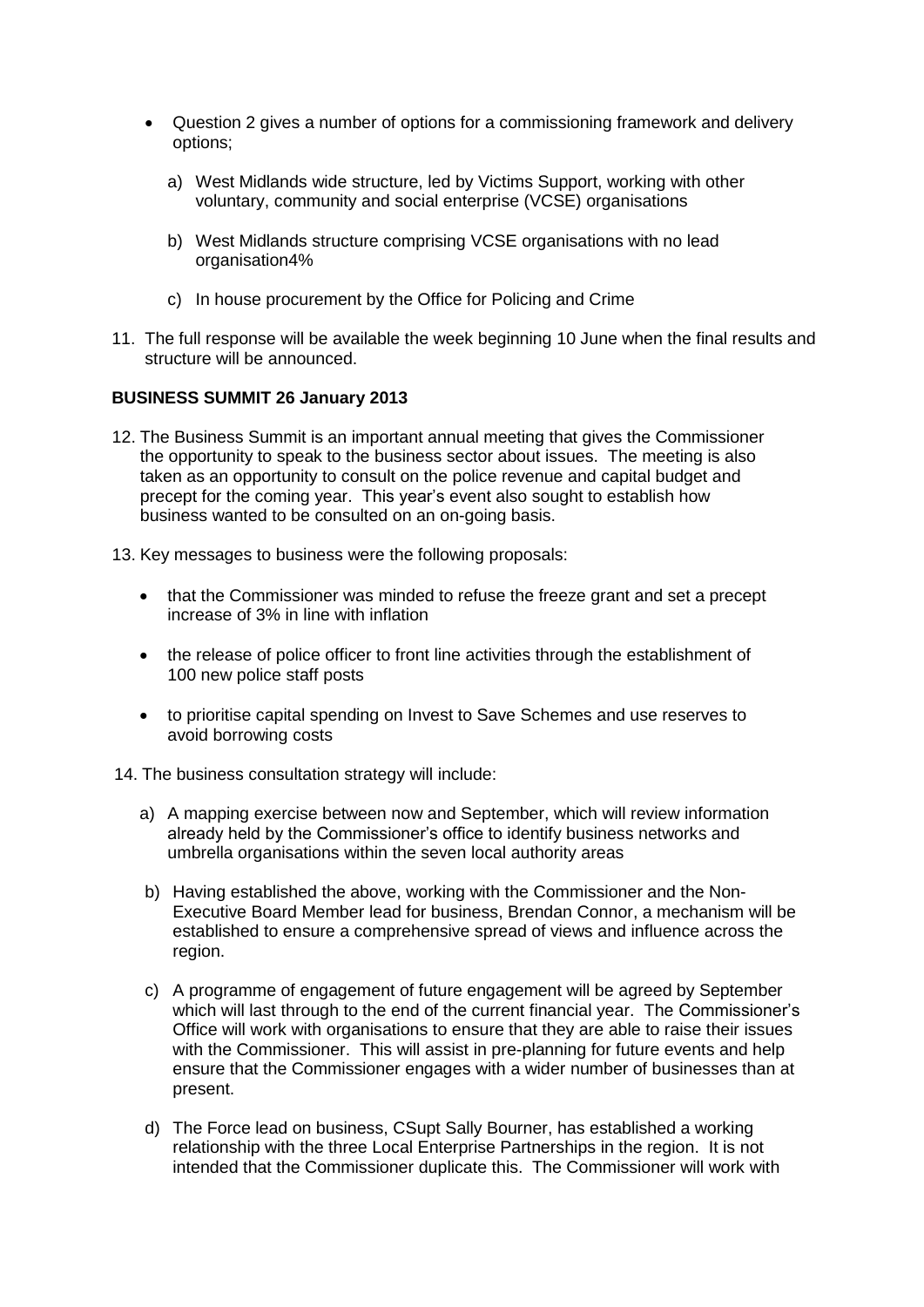- Question 2 gives a number of options for a commissioning framework and delivery options;

  a) West Midlands wide structure, led by Victims Support, working with other voluntary, community and social enterprise (VCSE) organisations

  b) West Midlands structure comprising VCSE organisations with no lead organisation4%

  c) In house procurement by the Office for Policing and Crime

11. The full response will be available the week beginning 10 June when the final results and structure will be announced.

**BUSINESS SUMMIT 26 January 2013**

12. The Business Summit is an important annual meeting that gives the Commissioner the opportunity to speak to the business sector about issues. The meeting is also taken as an opportunity to consult on the police revenue and capital budget and precept for the coming year. This year's event also sought to establish how business wanted to be consulted on an on-going basis.

13. Key messages to business were the following proposals:

  - that the Commissioner was minded to refuse the freeze grant and set a precept increase of 3% in line with inflation

  - the release of police officer to front line activities through the establishment of 100 new police staff posts

  - to prioritise capital spending on Invest to Save Schemes and use reserves to avoid borrowing costs

14. The business consultation strategy will include:

  a) A mapping exercise between now and September, which will review information already held by the Commissioner's office to identify business networks and umbrella organisations within the seven local authority areas

  b) Having established the above, working with the Commissioner and the Non-Executive Board Member lead for business, Brendan Connor, a mechanism will be established to ensure a comprehensive spread of views and influence across the region.

  c) A programme of engagement of future engagement will be agreed by September which will last through to the end of the current financial year. The Commissioner's Office will work with organisations to ensure that they are able to raise their issues with the Commissioner. This will assist in pre-planning for future events and help ensure that the Commissioner engages with a wider number of businesses than at present.

  d) The Force lead on business, CSupt Sally Bourner, has established a working relationship with the three Local Enterprise Partnerships in the region. It is not intended that the Commissioner duplicate this. The Commissioner will work with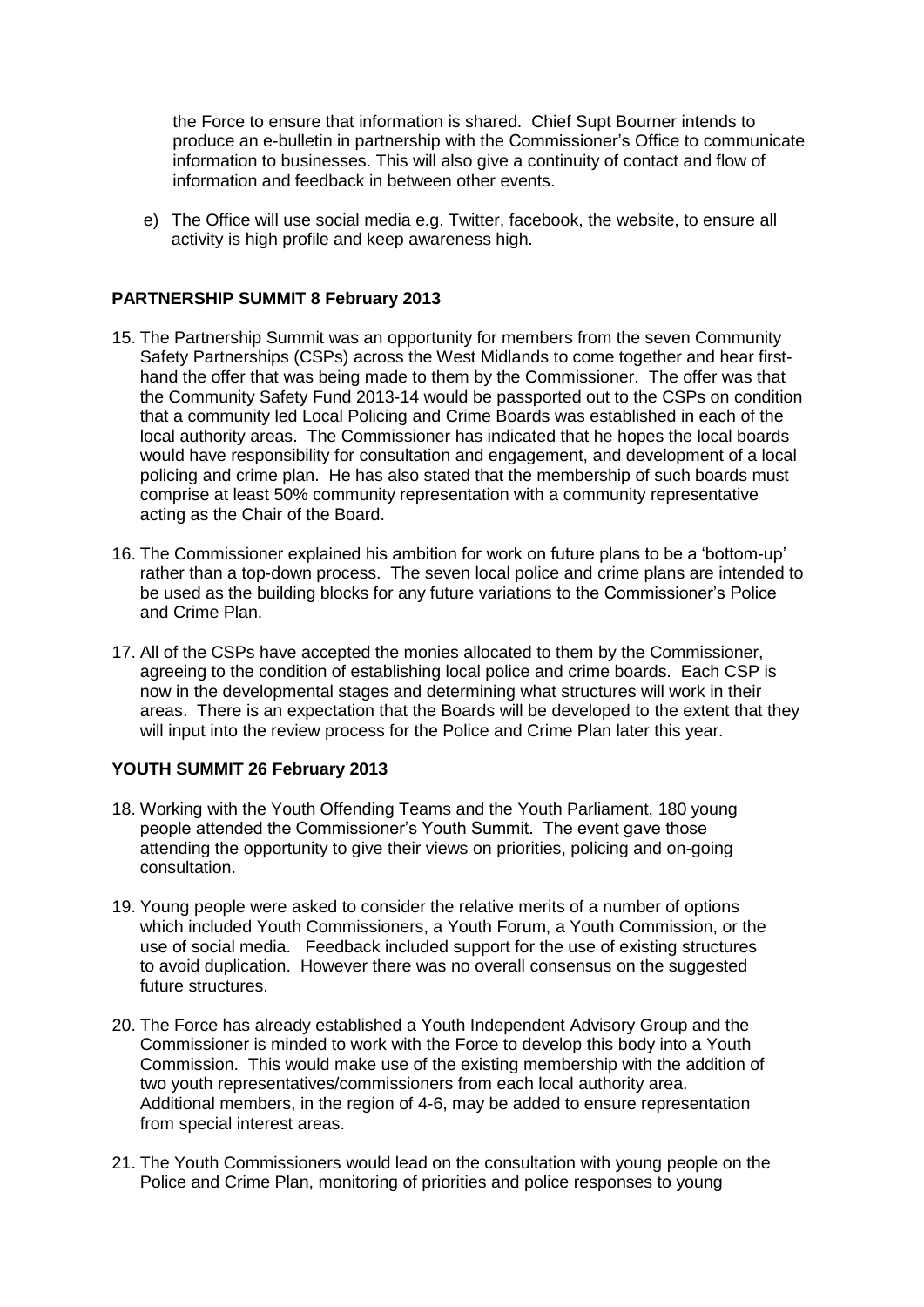the Force to ensure that information is shared. Chief Supt Bourner intends to produce an e-bulletin in partnership with the Commissioner's Office to communicate information to businesses. This will also give a continuity of contact and flow of information and feedback in between other events.

e) The Office will use social media e.g. Twitter, facebook, the website, to ensure all activity is high profile and keep awareness high.

**PARTNERSHIP SUMMIT 8 February 2013**

15. The Partnership Summit was an opportunity for members from the seven Community Safety Partnerships (CSPs) across the West Midlands to come together and hear first-hand the offer that was being made to them by the Commissioner. The offer was that the Community Safety Fund 2013-14 would be passported out to the CSPs on condition that a community led Local Policing and Crime Boards was established in each of the local authority areas. The Commissioner has indicated that he hopes the local boards would have responsibility for consultation and engagement, and development of a local policing and crime plan. He has also stated that the membership of such boards must comprise at least 50% community representation with a community representative acting as the Chair of the Board.

16. The Commissioner explained his ambition for work on future plans to be a 'bottom-up' rather than a top-down process. The seven local police and crime plans are intended to be used as the building blocks for any future variations to the Commissioner's Police and Crime Plan.

17. All of the CSPs have accepted the monies allocated to them by the Commissioner, agreeing to the condition of establishing local police and crime boards. Each CSP is now in the developmental stages and determining what structures will work in their areas. There is an expectation that the Boards will be developed to the extent that they will input into the review process for the Police and Crime Plan later this year.

**YOUTH SUMMIT 26 February 2013**

18. Working with the Youth Offending Teams and the Youth Parliament, 180 young people attended the Commissioner's Youth Summit. The event gave those attending the opportunity to give their views on priorities, policing and on-going consultation.

19. Young people were asked to consider the relative merits of a number of options which included Youth Commissioners, a Youth Forum, a Youth Commission, or the use of social media. Feedback included support for the use of existing structures to avoid duplication. However there was no overall consensus on the suggested future structures.

20. The Force has already established a Youth Independent Advisory Group and the Commissioner is minded to work with the Force to develop this body into a Youth Commission. This would make use of the existing membership with the addition of two youth representatives/commissioners from each local authority area. Additional members, in the region of 4-6, may be added to ensure representation from special interest areas.

21. The Youth Commissioners would lead on the consultation with young people on the Police and Crime Plan, monitoring of priorities and police responses to young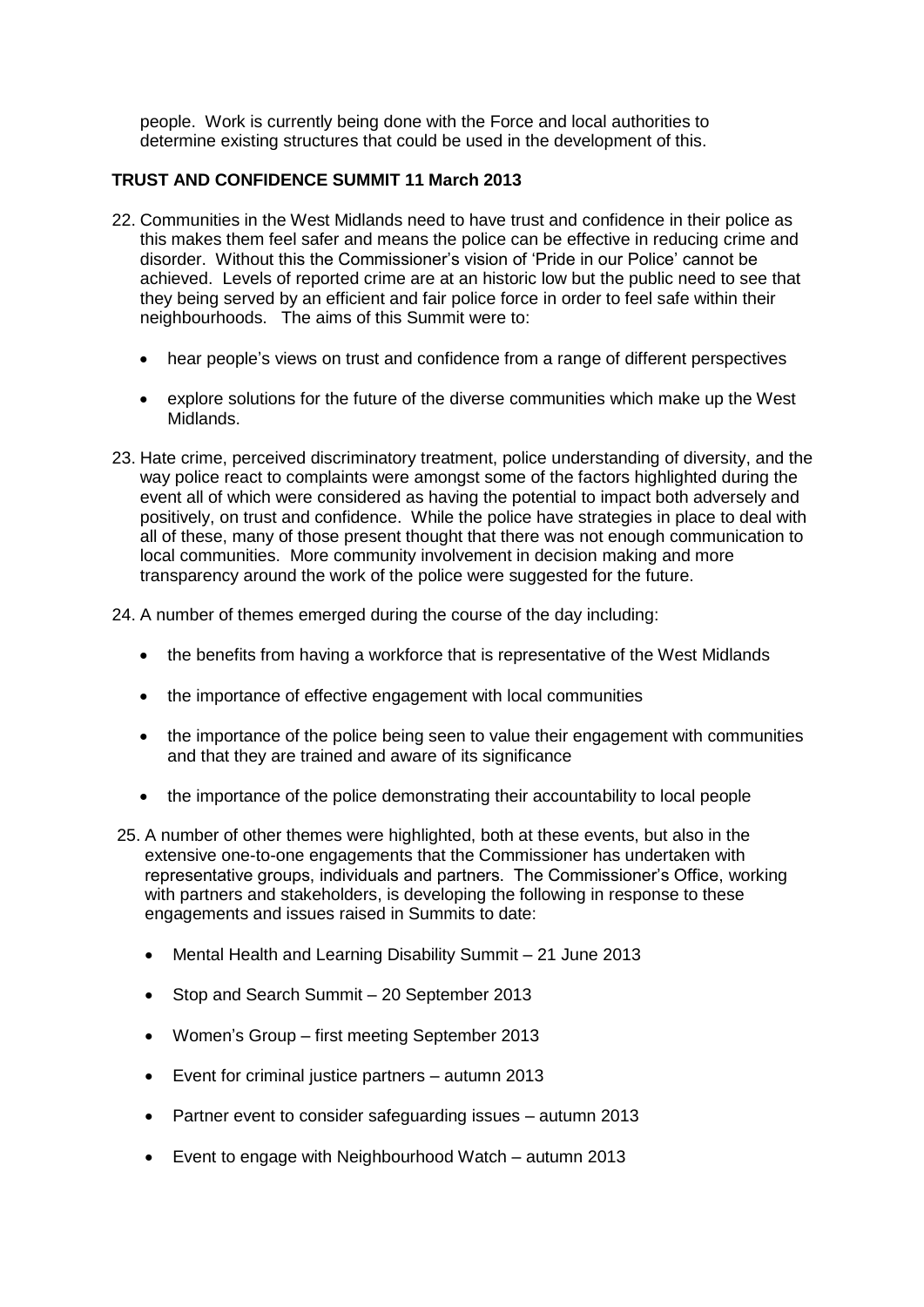people. Work is currently being done with the Force and local authorities to determine existing structures that could be used in the development of this.

**TRUST AND CONFIDENCE SUMMIT 11 March 2013**

22. Communities in the West Midlands need to have trust and confidence in their police as this makes them feel safer and means the police can be effective in reducing crime and disorder. Without this the Commissioner's vision of 'Pride in our Police' cannot be achieved. Levels of reported crime are at an historic low but the public need to see that they being served by an efficient and fair police force in order to feel safe within their neighbourhoods. The aims of this Summit were to:

    - hear people's views on trust and confidence from a range of different perspectives
    - explore solutions for the future of the diverse communities which make up the West Midlands.

23. Hate crime, perceived discriminatory treatment, police understanding of diversity, and the way police react to complaints were amongst some of the factors highlighted during the event all of which were considered as having the potential to impact both adversely and positively, on trust and confidence. While the police have strategies in place to deal with all of these, many of those present thought that there was not enough communication to local communities. More community involvement in decision making and more transparency around the work of the police were suggested for the future.

24. A number of themes emerged during the course of the day including:

    - the benefits from having a workforce that is representative of the West Midlands
    - the importance of effective engagement with local communities
    - the importance of the police being seen to value their engagement with communities and that they are trained and aware of its significance
    - the importance of the police demonstrating their accountability to local people

25. A number of other themes were highlighted, both at these events, but also in the extensive one-to-one engagements that the Commissioner has undertaken with representative groups, individuals and partners. The Commissioner's Office, working with partners and stakeholders, is developing the following in response to these engagements and issues raised in Summits to date:

    - Mental Health and Learning Disability Summit – 21 June 2013
    - Stop and Search Summit – 20 September 2013
    - Women's Group – first meeting September 2013
    - Event for criminal justice partners – autumn 2013
    - Partner event to consider safeguarding issues – autumn 2013
    - Event to engage with Neighbourhood Watch – autumn 2013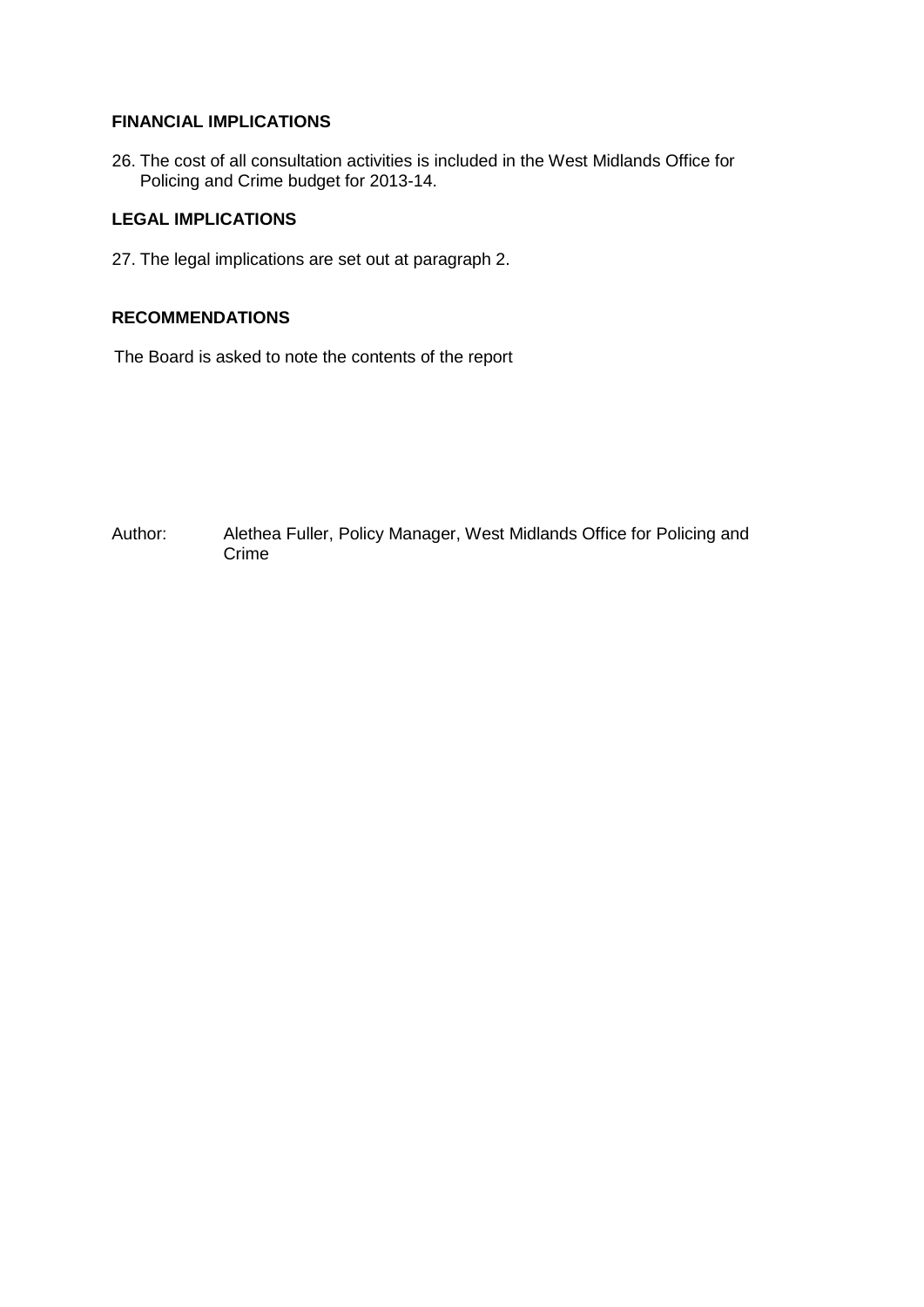**FINANCIAL IMPLICATIONS**

26. The cost of all consultation activities is included in the West Midlands Office for Policing and Crime budget for 2013-14.

**LEGAL IMPLICATIONS**

27. The legal implications are set out at paragraph 2.

**RECOMMENDATIONS**

The Board is asked to note the contents of the report

Author: Alethea Fuller, Policy Manager, West Midlands Office for Policing and Crime